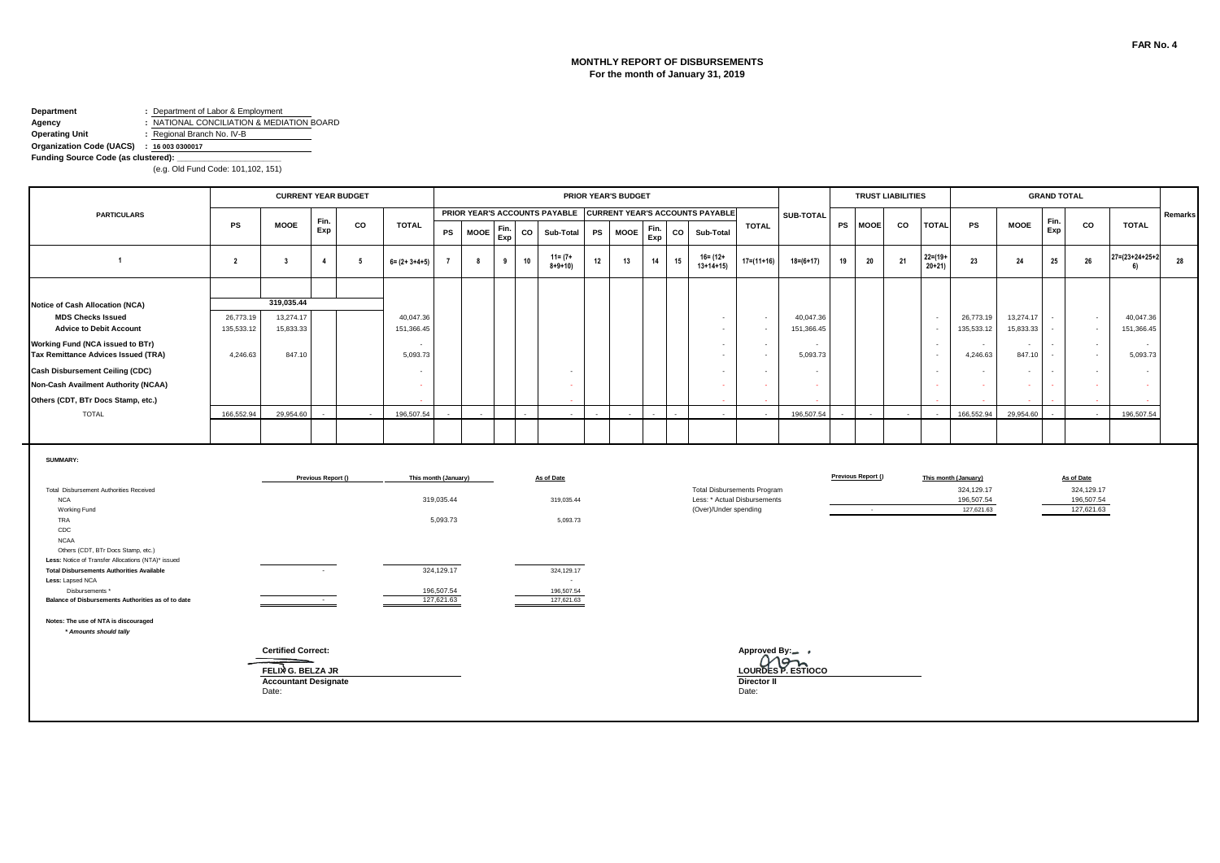FAR No. 4

# MONTHLY REPORT OF DISBURSEMENTS
## For the month of January 31, 2019

**Department** : Department of Labor & Employment
**Agency** : NATIONAL CONCILIATION & MEDIATION BOARD
**Operating Unit** : Regional Branch No. IV-B
**Organization Code (UACS)** : 16 003 0300017
**Funding Source Code (as clustered):** ______________________
(e.g. Old Fund Code: 101,102, 151)

| PARTICULARS | CURRENT YEAR BUDGET | | | | | PRIOR YEAR'S BUDGET | | | | | | | | | | | | SUB-TOTAL | TRUST LIABILITIES | | | | GRAND TOTAL | | | | | Remarks |
|---|---|---|---|---|---|---|---|---|---|---|---|---|---|---|---|---|---|---|---|---|---|---|---|---|---|---|---|---|
| | | | | | | PRIOR YEAR'S ACCOUNTS PAYABLE | | | | | CURRENT YEAR'S ACCOUNTS PAYABLE | | | | | TOTAL | | | | | | | | | | | | |
| | PS | MOOE | Fin. Exp | CO | TOTAL | PS | MOOE | Fin. Exp | CO | Sub-Total | PS | MOOE | Fin. Exp | CO | Sub-Total | | | | PS | MOOE | CO | TOTAL | PS | MOOE | Fin. Exp | CO | TOTAL | |
| 1 | 2 | 3 | 4 | 5 | 6= (2+ 3+4+5) | 7 | 8 | 9 | 10 | 11= (7+ 8+9+10) | 12 | 13 | 14 | 15 | 16= (12+ 13+14+15) | 17=(11+16) | 18=(6+17) | 19 | 20 | 21 | 22=(19+ 20+21) | 23 | 24 | 25 | 26 | 27=(23+24+25+26) | 28 |
| Notice of Cash Allocation (NCA) | | 319,035.44 | | | | | | | | | | | | | | | | | | | | | | | | | | |
| MDS Checks Issued | 26,773.19 | 13,274.17 | | | 40,047.36 | | | | | | | | | | - | - | 40,047.36 | | | | - | 26,773.19 | 13,274.17 | - | - | 40,047.36 | |
| Advice to Debit Account | 135,533.12 | 15,833.33 | | | 151,366.45 | | | | | | | | | | - | - | 151,366.45 | | | | - | 135,533.12 | 15,833.33 | - | - | 151,366.45 | |
| Working Fund (NCA issued to BTr) | | | | | - | | | | | | | | | | - | - | - | | | | - | - | - | - | - | - | |
| Tax Remittance Advices Issued (TRA) | 4,246.63 | 847.10 | | | 5,093.73 | | | | | | | | | | - | - | 5,093.73 | | | | - | 4,246.63 | 847.10 | - | - | 5,093.73 | |
| Cash Disbursement Ceiling (CDC) | | | | | - | | | | | - | | | | | - | - | - | | | | - | - | - | - | - | - | |
| Non-Cash Availment Authority (NCAA) | | | | | - | | | | | - | | | | | - | - | - | | | | - | - | - | - | - | - | |
| Others (CDT, BTr Docs Stamp, etc.) | | | | | - | | | | | - | | | | | - | - | - | | | | - | - | - | - | - | - | |
| TOTAL | 166,552.94 | 29,954.60 | - | - | 196,507.54 | - | - | | - | - | - | - | - | - | - | - | 196,507.54 | - | - | - | - | 166,552.94 | 29,954.60 | - | - | 196,507.54 | |

**SUMMARY:**

| | Previous Report () | This month (January) | As of Date |
|---|---|---|---|
| Total Disbursement Authorities Received | | | |
| NCA | | 319,035.44 | 319,035.44 |
| Working Fund | | | |
| TRA | | 5,093.73 | 5,093.73 |
| CDC | | | |
| NCAA | | | |
| Others (CDT, BTr Docs Stamp, etc.) | | | |
| **Less:** Notice of Transfer Allocations (NTA)* issued | | | |
| **Total Disbursements Authorities Available** | - | 324,129.17 | 324,129.17 |
| **Less:** Lapsed NCA | | | - |
| Disbursements * | | 196,507.54 | 196,507.54 |
| **Balance of Disbursements Authorities as of to date** | - | 127,621.63 | 127,621.63 |

| | Previous Report () | This month (January) | As of Date |
|---|---|---|---|
| Total Disbursements Program | | 324,129.17 | 324,129.17 |
| Less: * Actual Disbursements | | 196,507.54 | 196,507.54 |
| (Over)/Under spending | - | 127,621.63 | 127,621.63 |

**Notes: The use of NTA is discouraged**
*\* Amounts should tally*

**Certified Correct:**

**FELIX G. BELZA JR**
**Accountant Designate**
Date:

**Approved By:**

**LOURDES P. ESTIOCO**
**Director II**
Date: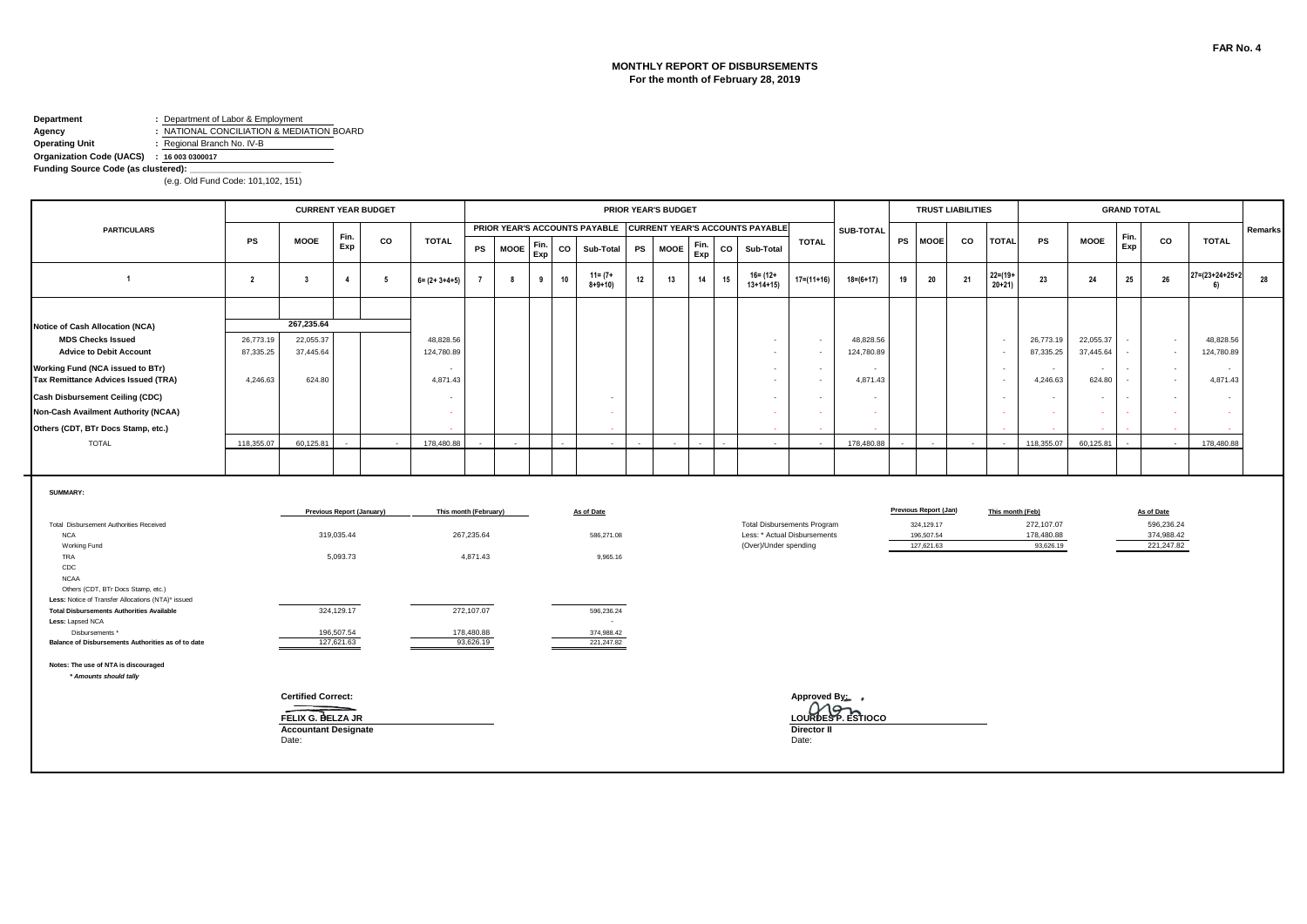FAR No. 4

# MONTHLY REPORT OF DISBURSEMENTS
## For the month of February 28, 2019

**Department** : Department of Labor & Employment
**Agency** : NATIONAL CONCILIATION & MEDIATION BOARD
**Operating Unit** : Regional Branch No. IV-B
**Organization Code (UACS)** : 16 003 0300017
**Funding Source Code (as clustered):** ____________________
(e.g. Old Fund Code: 101,102, 151)

| PARTICULARS | CURRENT YEAR BUDGET | | | | | PRIOR YEAR'S BUDGET | | | | | | | | | | | | SUB-TOTAL | TRUST LIABILITIES | | | | GRAND TOTAL | | | | | Remarks |
|---|---|---|---|---|---|---|---|---|---|---|---|---|---|---|---|---|---|---|---|---|---|---|---|---|---|---|---|---|
| | | | | | | PRIOR YEAR'S ACCOUNTS PAYABLE | | | | | CURRENT YEAR'S ACCOUNTS PAYABLE | | | | | TOTAL | | | | | | | | | | | | |
| | PS | MOOE | Fin. Exp | CO | TOTAL | PS | MOOE | Fin. Exp | CO | Sub-Total | PS | MOOE | Fin. Exp | CO | Sub-Total | | | | PS | MOOE | CO | TOTAL | PS | MOOE | Fin. Exp | CO | TOTAL | |
| 1 | 2 | 3 | 4 | 5 | 6= (2+ 3+4+5) | 7 | 8 | 9 | 10 | 11= (7+ 8+9+10) | 12 | 13 | 14 | 15 | 16= (12+ 13+14+15) | 17=(11+16) | 18=(6+17) | 19 | 20 | 21 | 22=(19+ 20+21) | 23 | 24 | 25 | 26 | 27=(23+24+25+26) | 28 |
| Notice of Cash Allocation (NCA) | | 267,235.64 | | | | | | | | | | | | | | | | | | | | | | | | | | |
| **MDS Checks Issued** | 26,773.19 | 22,055.37 | | | 48,828.56 | | | | | | | | | | - | - | 48,828.56 | | | | - | 26,773.19 | 22,055.37 | - | - | 48,828.56 | |
| **Advice to Debit Account** | 87,335.25 | 37,445.64 | | | 124,780.89 | | | | | | | | | | - | - | 124,780.89 | | | | - | 87,335.25 | 37,445.64 | - | - | 124,780.89 | |
| **Working Fund (NCA issued to BTr)** | | | | | - | | | | | | | | | | - | - | - | | | | - | - | - | - | - | - | |
| **Tax Remittance Advices Issued (TRA)** | 4,246.63 | 624.80 | | | 4,871.43 | | | | | | | | | | - | - | 4,871.43 | | | | - | 4,246.63 | 624.80 | - | - | 4,871.43 | |
| **Cash Disbursement Ceiling (CDC)** | | | | | - | | | | | - | | | | | - | - | - | | | | - | - | - | - | - | - | |
| **Non-Cash Availment Authority (NCAA)** | | | | | - | | | | | - | | | | | - | - | - | | | | - | - | - | - | - | - | |
| **Others (CDT, BTr Docs Stamp, etc.)** | | | | | - | | | | | - | | | | | - | - | - | | | | - | - | - | - | - | - | |
| TOTAL | 118,355.07 | 60,125.81 | - | - | 178,480.88 | - | - | | - | - | - | - | - | - | - | - | 178,480.88 | - | - | - | - | 118,355.07 | 60,125.81 | - | - | 178,480.88 | |

**SUMMARY:**

| | Previous Report (January) | This month (February) | As of Date |
|---|---|---|---|
| Total Disbursement Authorities Received | | | |
| NCA | 319,035.44 | 267,235.64 | 586,271.08 |
| Working Fund | | | |
| TRA | 5,093.73 | 4,871.43 | 9,965.16 |
| CDC | | | |
| NCAA | | | |
| Others (CDT, BTr Docs Stamp, etc.) | | | |
| **Less:** Notice of Transfer Allocations (NTA)* issued | | | |
| **Total Disbursements Authorities Available** | 324,129.17 | 272,107.07 | 596,236.24 |
| **Less:** Lapsed NCA | | | - |
| Disbursements * | 196,507.54 | 178,480.88 | 374,988.42 |
| **Balance of Disbursements Authorities as of to date** | 127,621.63 | 93,626.19 | 221,247.82 |

| | Previous Report (Jan) | This month (Feb) | As of Date |
|---|---|---|---|
| Total Disbursements Program | 324,129.17 | 272,107.07 | 596,236.24 |
| Less: * Actual Disbursements | 196,507.54 | 178,480.88 | 374,988.42 |
| (Over)/Under spending | 127,621.63 | 93,626.19 | 221,247.82 |

**Notes: The use of NTA is discouraged**
*** Amounts should tally**

**Certified Correct:**

**FELIX G. BELZA JR**
**Accountant Designate**
Date:

**Approved By:**

**LOURDES P. ESTIOCO**
**Director II**
Date: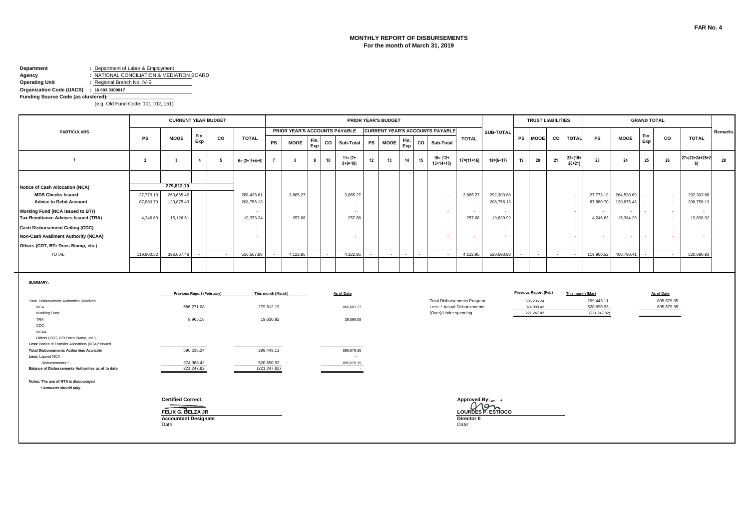FAR No. 4

## MONTHLY REPORT OF DISBURSEMENTS
**For the month of March 31, 2019**

**Department** : Department of Labor & Employment
**Agency** : NATIONAL CONCILIATION & MEDIATION BOARD
**Operating Unit** : Regional Branch No. IV-B
**Organization Code (UACS)** : 16 003 0300017
**Funding Source Code (as clustered):**
(e.g. Old Fund Code: 101,102, 151)

| PARTICULARS | CURRENT YEAR BUDGET | | | | | PRIOR YEAR'S BUDGET | | | | | | | | | | | SUB-TOTAL | TRUST LIABILITIES | | | | GRAND TOTAL | | | | | Remarks |
|---|---|---|---|---|---|---|---|---|---|---|---|---|---|---|---|---|---|---|---|---|---|---|---|---|---|---|---|
| | | | | | | PRIOR YEAR'S ACCOUNTS PAYABLE | | | | | CURRENT YEAR'S ACCOUNTS PAYABLE | | | | | TOTAL | | | | | | | | | | | |
| | PS | MOOE | Fin. Exp | CO | TOTAL | PS | MOOE | Fin. Exp | CO | Sub-Total | PS | MOOE | Fin. Exp | CO | Sub-Total | | | PS | MOOE | CO | TOTAL | PS | MOOE | Fin. Exp | CO | TOTAL | |
| 1 | 2 | 3 | 4 | 5 | 6= (2+ 3+4+5) | 7 | 8 | 9 | 10 | 11= (7+ 8+9+10) | 12 | 13 | 14 | 15 | 16= (12+ 13+14+15) | 17=(11+16) | 18=(6+17) | 19 | 20 | 21 | 22=(19+ 20+21) | 23 | 24 | 25 | 26 | 27=(23+24+25+26) | 28 |
| Notice of Cash Allocation (NCA) | | 279,812.19 | | | | | | | | | | | | | | | | | | | | | | | | | |
| MDS Checks Issued | 27,773.19 | 260,665.42 | | | 288,438.61 | | 3,865.27 | | | 3,865.27 | | | | | - | 3,865.27 | 292,303.88 | | | | - | 27,773.19 | 264,530.69 | - | - | 292,303.88 | |
| Advice to Debit Account | 87,880.70 | 120,875.43 | | | 208,756.13 | | | | | - | | | | | - | - | 208,756.13 | | | | - | 87,880.70 | 120,875.43 | - | - | 208,756.13 | |
| Working Fund (NCA issued to BTr) | | | | | - | | | | | - | | | | | - | - | - | | | | - | - | - | - | - | - | |
| Tax Remittance Advices Issued (TRA) | 4,246.63 | 15,126.61 | | | 19,373.24 | | 257.68 | | | 257.68 | | | | | - | 257.68 | 19,630.92 | | | | - | 4,246.63 | 15,384.29 | - | - | 19,630.92 | |
| Cash Disbursement Ceiling (CDC) | | | | | - | | | | | - | | | | | - | - | - | | | | - | - | - | - | - | - | |
| Non-Cash Availment Authority (NCAA) | | | | | - | | | | | - | | | | | - | - | - | | | | - | - | - | - | - | - | |
| Others (CDT, BTr Docs Stamp, etc.) | | | | | - | | | | | - | | | | | - | - | - | | | | - | - | - | - | - | - | |
| TOTAL | 119,900.52 | 396,667.46 | - | - | 516,567.98 | - | 4,122.95 | | - | 4,122.95 | - | - | - | - | - | 4,122.95 | 520,690.93 | - | - | - | - | 119,900.52 | 400,790.41 | - | - | 520,690.93 | |

**SUMMARY:**

| | Previous Report (February) | This month (March) | As of Date |
|---|---|---|---|
| Total Disbursement Authorities Received | | | |
| NCA | 586,271.08 | 279,812.19 | 866,083.27 |
| Working Fund | | | |
| TRA | 9,965.16 | 19,630.92 | 29,596.08 |
| CDC | | | |
| NCAA | | | |
| Others (CDT, BTr Docs Stamp, etc.) | | | |
| Less: Notice of Transfer Allocations (NTA)* issued | | | |
| **Total Disbursements Authorities Available** | 596,236.24 | 299,443.11 | 895,679.35 |
| **Less:** Lapsed NCA | | | - |
| Disbursements * | 374,988.42 | 520,690.93 | 895,679.35 |
| **Balance of Disbursements Authorities as of to date** | 221,247.82 | (221,247.82) | - |

| | Previous Report (Feb) | This month (Mar) | As of Date |
|---|---|---|---|
| Total Disbursements Program | 596,236.24 | 299,443.11 | 895,679.35 |
| Less: * Actual Disbursements | 374,988.42 | 520,690.93 | 895,679.35 |
| (Over)/Under spending | 221,247.82 | (221,247.82) | - |

**Notes: The use of NTA is discouraged**
*** Amounts should tally**

**Certified Correct:**

**FELIX G. BELZA JR**
**Accountant Designate**
Date:

**Approved By:**

**LOURDES P. ESTIOCO**
**Director II**
Date: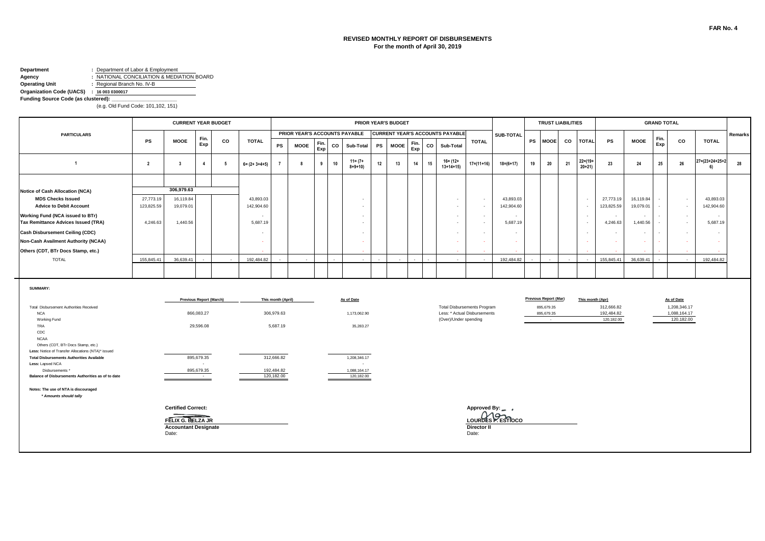FAR No. 4

## REVISED MONTHLY REPORT OF DISBURSEMENTS
**For the month of April 30, 2019**

**Department** : Department of Labor & Employment
**Agency** : NATIONAL CONCILIATION & MEDIATION BOARD
**Operating Unit** : Regional Branch No. IV-B
**Organization Code (UACS)** : 16 003 0300017
**Funding Source Code (as clustered):**
(e.g. Old Fund Code: 101,102, 151)

| PARTICULARS | CURRENT YEAR BUDGET | | | | | PRIOR YEAR'S BUDGET | | | | | | | | | | | | SUB-TOTAL | TRUST LIABILITIES | | | | GRAND TOTAL | | | | | Remarks |
|---|---|---|---|---|---|---|---|---|---|---|---|---|---|---|---|---|---|---|---|---|---|---|---|---|---|---|---|---|
| | | | | | | PRIOR YEAR'S ACCOUNTS PAYABLE | | | | | CURRENT YEAR'S ACCOUNTS PAYABLE | | | | | TOTAL | | | | | | | | | | | | |
| | PS | MOOE | Fin. Exp | CO | TOTAL | PS | MOOE | Fin. Exp | CO | Sub-Total | PS | MOOE | Fin. Exp | CO | Sub-Total | | | | PS | MOOE | CO | TOTAL | PS | MOOE | Fin. Exp | CO | TOTAL | |
| 1 | 2 | 3 | 4 | 5 | 6= (2+ 3+4+5) | 7 | 8 | 9 | 10 | 11= (7+ 8+9+10) | 12 | 13 | 14 | 15 | 16= (12+ 13+14+15) | 17=(11+16) | 18=(6+17) | 19 | 20 | 21 | 22=(19+ 20+21) | 23 | 24 | 25 | 26 | 27=(23+24+25+26) | 28 |
| Notice of Cash Allocation (NCA) | | 306,979.63 | | | | | | | | | | | | | | | | | | | | | | | | | | |
| MDS Checks Issued | 27,773.19 | 16,119.84 | | | 43,893.03 | | | | | - | | | | | - | - | 43,893.03 | | | | - | 27,773.19 | 16,119.84 | - | - | 43,893.03 | |
| Advice to Debit Account | 123,825.59 | 19,079.01 | | | 142,904.60 | | | | | - | | | | | - | - | 142,904.60 | | | | - | 123,825.59 | 19,079.01 | - | - | 142,904.60 | |
| Working Fund (NCA issued to BTr) | | | | | - | | | | | - | | | | | - | - | - | | | | - | - | - | - | - | - | |
| Tax Remittance Advices Issued (TRA) | 4,246.63 | 1,440.56 | | | 5,687.19 | | | | | - | | | | | - | - | 5,687.19 | | | | - | 4,246.63 | 1,440.56 | - | - | 5,687.19 | |
| Cash Disbursement Ceiling (CDC) | | | | | - | | | | | - | | | | | - | - | - | | | | - | - | - | - | - | - | |
| Non-Cash Availment Authority (NCAA) | | | | | - | | | | | - | | | | | - | - | - | | | | - | - | - | - | - | - | |
| Others (CDT, BTr Docs Stamp, etc.) | | | | | - | | | | | - | | | | | - | - | - | | | | - | - | - | - | - | - | |
| TOTAL | 155,845.41 | 36,639.41 | - | - | 192,484.82 | - | - | | - | - | - | - | - | - | - | - | 192,484.82 | - | - | - | - | 155,845.41 | 36,639.41 | - | - | 192,484.82 | |

**SUMMARY:**

| | Previous Report (March) | This month (April) | As of Date |
|---|---|---|---|
| Total Disbursement Authorities Received | | | |
| NCA | 866,083.27 | 306,979.63 | 1,173,062.90 |
| Working Fund | | | |
| TRA | 29,596.08 | 5,687.19 | 35,283.27 |
| CDC | | | |
| NCAA | | | |
| Others (CDT, BTr Docs Stamp, etc.) | | | |
| Less: Notice of Transfer Allocations (NTA)* issued | | | |
| **Total Disbursements Authorities Available** | 895,679.35 | 312,666.82 | 1,208,346.17 |
| **Less:** Lapsed NCA | - | | - |
| Disbursements * | 895,679.35 | 192,484.82 | 1,088,164.17 |
| **Balance of Disbursements Authorities as of to date** | - | 120,182.00 | 120,182.00 |

| | Previous Report (Mar) | This month (Apr) | As of Date |
|---|---|---|---|
| Total Disbursements Program | 895,679.35 | 312,666.82 | 1,208,346.17 |
| Less: * Actual Disbursements | 895,679.35 | 192,484.82 | 1,088,164.17 |
| (Over)/Under spending | - | 120,182.00 | 120,182.00 |

**Notes: The use of NTA is discouraged**
*\* Amounts should tally*

**Certified Correct:**

**FELIX G. BELZA JR**
**Accountant Designate**
Date:

**Approved By:**

**LOURDES P. ESTIOCO**
**Director II**
Date: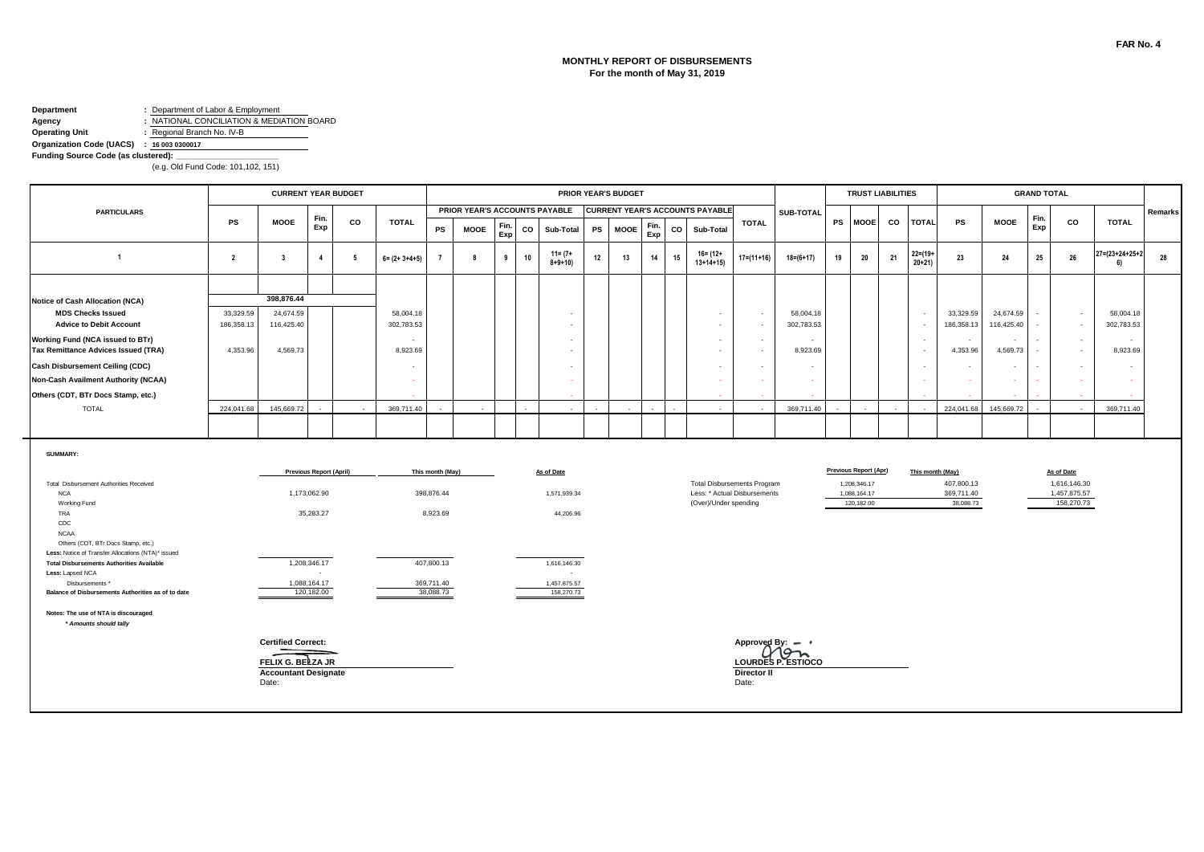FAR No. 4

# MONTHLY REPORT OF DISBURSEMENTS
## For the month of May 31, 2019

**Department** : Department of Labor & Employment
**Agency** : NATIONAL CONCILIATION & MEDIATION BOARD
**Operating Unit** : Regional Branch No. IV-B
**Organization Code (UACS)** : 16 003 0300017
**Funding Source Code (as clustered):**
(e.g. Old Fund Code: 101,102, 151)

| PARTICULARS | CURRENT YEAR BUDGET | | | | | PRIOR YEAR'S BUDGET | | | | | | | | | | | | SUB-TOTAL | TRUST LIABILITIES | | | | GRAND TOTAL | | | | | Remarks |
|---|---|---|---|---|---|---|---|---|---|---|---|---|---|---|---|---|---|---|---|---|---|---|---|---|---|---|---|---|
| | | | | | | PRIOR YEAR'S ACCOUNTS PAYABLE | | | | | CURRENT YEAR'S ACCOUNTS PAYABLE | | | | | | | | | | | | | | | | | |
| | PS | MOOE | Fin. Exp | CO | TOTAL | PS | MOOE | Fin. Exp | CO | Sub-Total | PS | MOOE | Fin. Exp | CO | Sub-Total | TOTAL | | | PS | MOOE | CO | TOTAL | PS | MOOE | Fin. Exp | CO | TOTAL | |
| 1 | 2 | 3 | 4 | 5 | 6= (2+ 3+4+5) | 7 | 8 | 9 | 10 | 11= (7+ 8+9+10) | 12 | 13 | 14 | 15 | 16= (12+ 13+14+15) | 17=(11+16) | 18=(6+17) | | 19 | 20 | 21 | 22=(19+ 20+21) | 23 | 24 | 25 | 26 | 27=(23+24+25+26) | 28 |
| Notice of Cash Allocation (NCA) | | 398,876.44 | | | | | | | | | | | | | | | | | | | | | | | | | | |
| MDS Checks Issued | 33,329.59 | 24,674.59 | | | 58,004.18 | | | | | - | | | | | - | - | 58,004.18 | | | | | - | 33,329.59 | 24,674.59 | - | - | 58,004.18 | |
| Advice to Debit Account | 186,358.13 | 116,425.40 | | | 302,783.53 | | | | | - | | | | | - | - | 302,783.53 | | | | | - | 186,358.13 | 116,425.40 | - | - | 302,783.53 | |
| Working Fund (NCA issued to BTr) | | | | | - | | | | | - | | | | | - | - | - | | | | | - | - | - | - | - | - | |
| Tax Remittance Advices Issued (TRA) | 4,353.96 | 4,569.73 | | | 8,923.69 | | | | | - | | | | | - | - | 8,923.69 | | | | | - | 4,353.96 | 4,569.73 | - | - | 8,923.69 | |
| Cash Disbursement Ceiling (CDC) | | | | | - | | | | | - | | | | | - | - | - | | | | | - | - | - | - | - | - | |
| Non-Cash Availment Authority (NCAA) | | | | | - | | | | | - | | | | | - | - | - | | | | | - | - | - | - | - | - | |
| Others (CDT, BTr Docs Stamp, etc.) | | | | | - | | | | | - | | | | | - | - | - | | | | | - | - | - | - | - | - | |
| TOTAL | 224,041.68 | 145,669.72 | - | - | 369,711.40 | - | - | | - | - | - | - | - | - | - | - | 369,711.40 | | - | - | - | - | 224,041.68 | 145,669.72 | - | - | 369,711.40 | |

**SUMMARY:**

| | Previous Report (April) | This month (May) | As of Date |
|---|---|---|---|
| Total Disbursement Authorities Received | | | |
| NCA | 1,173,062.90 | 398,876.44 | 1,571,939.34 |
| Working Fund | | | |
| TRA | 35,283.27 | 8,923.69 | 44,206.96 |
| CDC | | | |
| NCAA | | | |
| Others (CDT, BTr Docs Stamp, etc.) | | | |
| Less: Notice of Transfer Allocations (NTA)* issued | | | |
| **Total Disbursements Authorities Available** | 1,208,346.17 | 407,800.13 | 1,616,146.30 |
| **Less:** Lapsed NCA | - | | - |
| Disbursements * | 1,088,164.17 | 369,711.40 | 1,457,875.57 |
| **Balance of Disbursements Authorities as of to date** | 120,182.00 | 38,088.73 | 158,270.73 |

| | Previous Report (Apr) | This month (May) | As of Date |
|---|---|---|---|
| Total Disbursements Program | 1,208,346.17 | 407,800.13 | 1,616,146.30 |
| Less: * Actual Disbursements | 1,088,164.17 | 369,711.40 | 1,457,875.57 |
| (Over)/Under spending | 120,182.00 | 38,088.73 | 158,270.73 |

**Notes: The use of NTA is discouraged**
*\* Amounts should tally*

**Certified Correct:**

**FELIX G. BELZA JR**
**Accountant Designate**
Date:

**Approved By:**

**LOURDES P. ESTIOCO**
**Director II**
Date: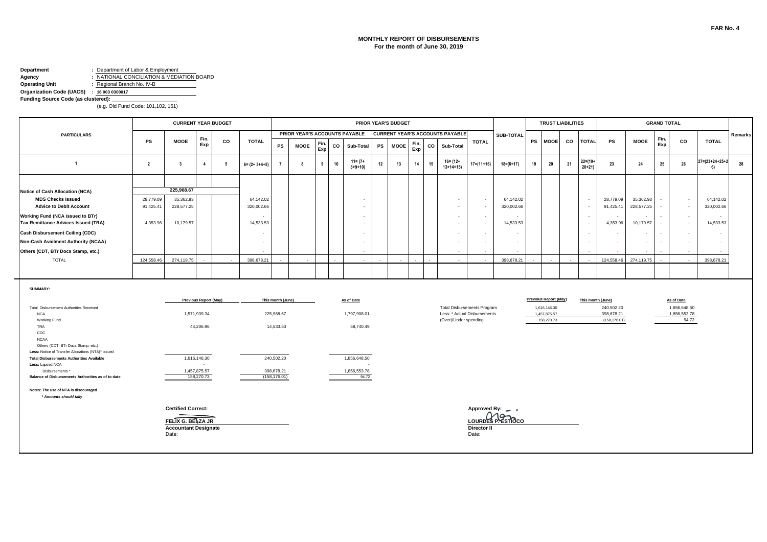FAR No. 4

# MONTHLY REPORT OF DISBURSEMENTS
## For the month of June 30, 2019

**Department** : Department of Labor & Employment
**Agency** : NATIONAL CONCILIATION & MEDIATION BOARD
**Operating Unit** : Regional Branch No. IV-B
**Organization Code (UACS)** : 16 003 0300017
**Funding Source Code (as clustered):**
(e.g. Old Fund Code: 101,102, 151)

| PARTICULARS | CURRENT YEAR BUDGET | | | | | PRIOR YEAR'S BUDGET | | | | | | | | | | | SUB-TOTAL | TRUST LIABILITIES | | | | GRAND TOTAL | | | | | Remarks |
|---|---|---|---|---|---|---|---|---|---|---|---|---|---|---|---|---|---|---|---|---|---|---|---|---|---|---|---|
| | | | | | | PRIOR YEAR'S ACCOUNTS PAYABLE | | | | | CURRENT YEAR'S ACCOUNTS PAYABLE | | | | | | | | | | | | | | | | |
| | PS | MOOE | Fin. Exp | CO | TOTAL | PS | MOOE | Fin. Exp | CO | Sub-Total | PS | MOOE | Fin. Exp | CO | Sub-Total | TOTAL | | PS | MOOE | CO | TOTAL | PS | MOOE | Fin. Exp | CO | TOTAL | |
| 1 | 2 | 3 | 4 | 5 | 6= (2+ 3+4+5) | 7 | 8 | 9 | 10 | 11= (7+ 8+9+10) | 12 | 13 | 14 | 15 | 16= (12+ 13+14+15) | 17=(11+16) | 18=(6+17) | 19 | 20 | 21 | 22=(19+ 20+21) | 23 | 24 | 25 | 26 | 27=(23+24+25+26) | 28 |
| Notice of Cash Allocation (NCA) | | 225,968.67 | | | | | | | | | | | | | | | | | | | | | | | | | |
| **MDS Checks Issued** | 28,779.09 | 35,362.93 | | | 64,142.02 | | | | | - | | | | | - | - | 64,142.02 | | | | - | 28,779.09 | 35,362.93 | - | - | 64,142.02 | |
| **Advice to Debit Account** | 91,425.41 | 228,577.25 | | | 320,002.66 | | | | | - | | | | | - | - | 320,002.66 | | | | - | 91,425.41 | 228,577.25 | - | - | 320,002.66 | |
| **Working Fund (NCA issued to BTr)** | | | | | - | | | | | - | | | | | - | - | - | | | | - | - | - | - | - | - | |
| **Tax Remittance Advices Issued (TRA)** | 4,353.96 | 10,179.57 | | | 14,533.53 | | | | | - | | | | | - | - | 14,533.53 | | | | - | 4,353.96 | 10,179.57 | - | - | 14,533.53 | |
| **Cash Disbursement Ceiling (CDC)** | | | | | - | | | | | - | | | | | - | - | - | | | | - | - | - | - | - | - | |
| **Non-Cash Availment Authority (NCAA)** | | | | | - | | | | | - | | | | | - | - | - | | | | - | - | - | - | - | - | |
| **Others (CDT, BTr Docs Stamp, etc.)** | | | | | - | | | | | - | | | | | - | - | - | | | | - | - | - | - | - | - | |
| TOTAL | 124,558.46 | 274,119.75 | - | - | 398,678.21 | - | - | | - | - | - | - | - | - | - | - | 398,678.21 | - | - | - | - | 124,558.46 | 274,119.75 | - | - | 398,678.21 | |

**SUMMARY:**

| | Previous Report (May) | This month (June) | As of Date |
|---|---|---|---|
| Total Disbursement Authorities Received | | | |
| NCA | 1,571,939.34 | 225,968.67 | 1,797,908.01 |
| Working Fund | | | |
| TRA | 44,206.96 | 14,533.53 | 58,740.49 |
| CDC | | | |
| NCAA | | | |
| Others (CDT, BTr Docs Stamp, etc.) | | | |
| Less: Notice of Transfer Allocations (NTA)* issued | | | |
| **Total Disbursements Authorities Available** | 1,616,146.30 | 240,502.20 | 1,856,648.50 |
| **Less:** Lapsed NCA | - | | - |
| Disbursements * | 1,457,875.57 | 398,678.21 | 1,856,553.78 |
| **Balance of Disbursements Authorities as of to date** | 158,270.73 | (158,176.01) | 94.72 |

| | Previous Report (May) | This month (June) | As of Date |
|---|---|---|---|
| Total Disbursements Program | 1,616,146.30 | 240,502.20 | 1,856,648.50 |
| Less: * Actual Disbursements | 1,457,875.57 | 398,678.21 | 1,856,553.78 |
| (Over)/Under spending | 158,270.73 | (158,176.01) | 94.72 |

**Notes: The use of NTA is discouraged**
*\* Amounts should tally*

**Certified Correct:**

**FELIX G. BELZA JR**
**Accountant Designate**
Date:

**Approved By:**

**LOURDES P. ESTIOCO**
**Director II**
Date: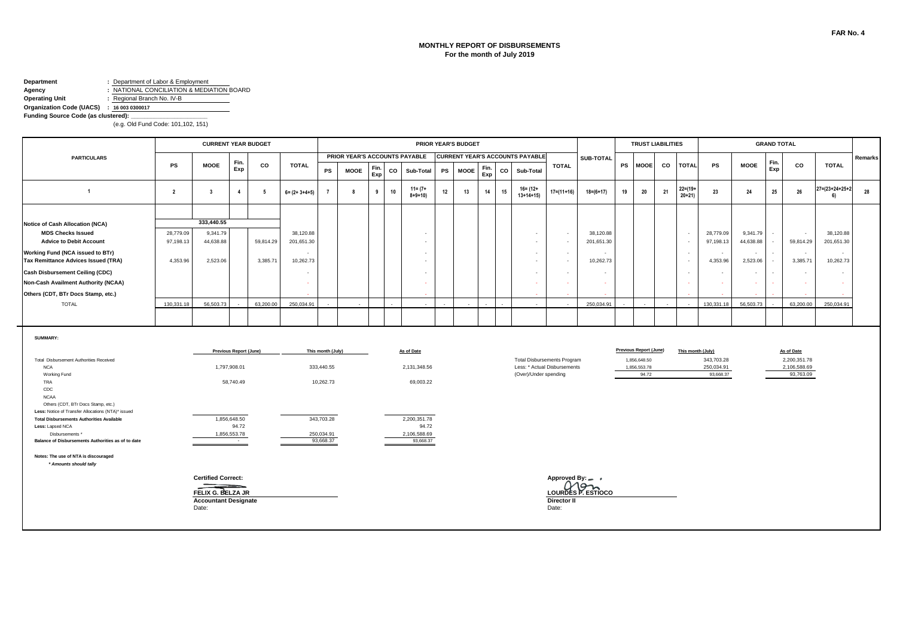FAR No. 4

## MONTHLY REPORT OF DISBURSEMENTS
### For the month of July 2019

**Department** : Department of Labor & Employment
**Agency** : NATIONAL CONCILIATION & MEDIATION BOARD
**Operating Unit** : Regional Branch No. IV-B
**Organization Code (UACS)** : 16 003 0300017
**Funding Source Code (as clustered):**
(e.g. Old Fund Code: 101,102, 151)

| PARTICULARS | CURRENT YEAR BUDGET | | | | | PRIOR YEAR'S BUDGET | | | | | | | | | | | | SUB-TOTAL | TRUST LIABILITIES | | | | GRAND TOTAL | | | | | Remarks |
|---|---|---|---|---|---|---|---|---|---|---|---|---|---|---|---|---|---|---|---|---|---|---|---|---|---|---|---|---|
| | | | | | | PRIOR YEAR'S ACCOUNTS PAYABLE | | | | | CURRENT YEAR'S ACCOUNTS PAYABLE | | | | | | | | | | | | | | | | | |
| | PS | MOOE | Fin. Exp | CO | TOTAL | PS | MOOE | Fin. Exp | CO | Sub-Total | PS | MOOE | Fin. Exp | CO | Sub-Total | TOTAL | | | PS | MOOE | CO | TOTAL | PS | MOOE | Fin. Exp | CO | TOTAL | |
| 1 | 2 | 3 | 4 | 5 | 6= (2+ 3+4+5) | 7 | 8 | 9 | 10 | 11= (7+ 8+9+10) | 12 | 13 | 14 | 15 | 16= (12+ 13+14+15) | 17=(11+16) | | 18=(6+17) | 19 | 20 | 21 | 22=(19+ 20+21) | 23 | 24 | 25 | 26 | 27=(23+24+25+26) | 28 |
| Notice of Cash Allocation (NCA) | | 333,440.55 | | | | | | | | | | | | | | | | | | | | | | | | | | |
| MDS Checks Issued | 28,779.09 | 9,341.79 | | | 38,120.88 | | | | | - | | | | | - | - | | 38,120.88 | | | | - | 28,779.09 | 9,341.79 | - | - | 38,120.88 | |
| Advice to Debit Account | 97,198.13 | 44,638.88 | | 59,814.29 | 201,651.30 | | | | | - | | | | | - | - | | 201,651.30 | | | | - | 97,198.13 | 44,638.88 | - | 59,814.29 | 201,651.30 | |
| Working Fund (NCA issued to BTr) | | | | | - | | | | | - | | | | | - | - | | - | | | | - | - | - | - | - | - | |
| Tax Remittance Advices Issued (TRA) | 4,353.96 | 2,523.06 | | 3,385.71 | 10,262.73 | | | | | - | | | | | - | - | | 10,262.73 | | | | - | 4,353.96 | 2,523.06 | - | 3,385.71 | 10,262.73 | |
| Cash Disbursement Ceiling (CDC) | | | | | - | | | | | - | | | | | - | - | | - | | | | - | - | - | - | - | - | |
| Non-Cash Availment Authority (NCAA) | | | | | - | | | | | - | | | | | - | - | | - | | | | - | - | - | - | - | - | |
| Others (CDT, BTr Docs Stamp, etc.) | | | | | - | | | | | - | | | | | - | - | | - | | | | - | - | - | - | - | - | |
| TOTAL | 130,331.18 | 56,503.73 | - | 63,200.00 | 250,034.91 | - | - | | - | - | - | - | - | - | - | - | | 250,034.91 | - | - | - | - | 130,331.18 | 56,503.73 | - | 63,200.00 | 250,034.91 | |

**SUMMARY:**

| | Previous Report (June) | This month (July) | As of Date |
|---|---|---|---|
| Total Disbursement Authorities Received | | | |
| NCA | 1,797,908.01 | 333,440.55 | 2,131,348.56 |
| Working Fund | | | |
| TRA | 58,740.49 | 10,262.73 | 69,003.22 |
| CDC | | | |
| NCAA | | | |
| Others (CDT, BTr Docs Stamp, etc.) | | | |
| Less: Notice of Transfer Allocations (NTA)* issued | | | |
| **Total Disbursements Authorities Available** | 1,856,648.50 | 343,703.28 | 2,200,351.78 |
| **Less:** Lapsed NCA | 94.72 | | 94.72 |
| Disbursements * | 1,856,553.78 | 250,034.91 | 2,106,588.69 |
| **Balance of Disbursements Authorities as of to date** | - | 93,668.37 | 93,668.37 |

| | Previous Report (June) | This month (July) | As of Date |
|---|---|---|---|
| Total Disbursements Program | 1,856,648.50 | 343,703.28 | 2,200,351.78 |
| Less: * Actual Disbursements | 1,856,553.78 | 250,034.91 | 2,106,588.69 |
| (Over)/Under spending | 94.72 | 93,668.37 | 93,763.09 |

**Notes: The use of NTA is discouraged**
*\* Amounts should tally*

**Certified Correct:**

**FELIX G. BELZA JR**
**Accountant Designate**
Date:

**Approved By:**

**LOURDES P. ESTIOCO**
**Director II**
Date: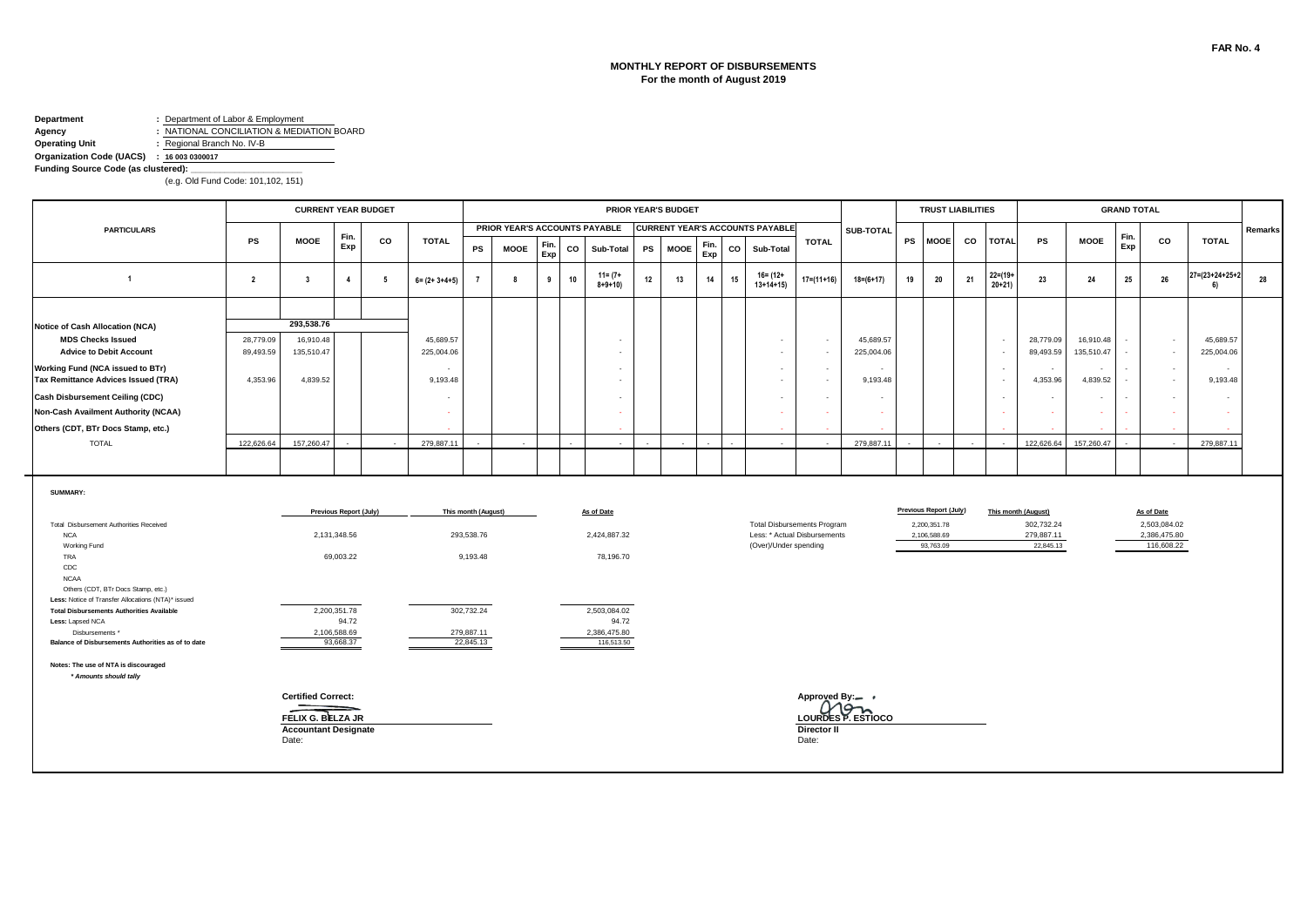FAR No. 4

# MONTHLY REPORT OF DISBURSEMENTS
## For the month of August 2019

**Department** : Department of Labor & Employment
**Agency** : NATIONAL CONCILIATION & MEDIATION BOARD
**Operating Unit** : Regional Branch No. IV-B
**Organization Code (UACS)** : 16 003 0300017
**Funding Source Code (as clustered):**
(e.g. Old Fund Code: 101,102, 151)

| PARTICULARS | CURRENT YEAR BUDGET | | | | | PRIOR YEAR'S BUDGET | | | | | | | | | | | SUB-TOTAL | TRUST LIABILITIES | | | | GRAND TOTAL | | | | | Remarks |
|---|---|---|---|---|---|---|---|---|---|---|---|---|---|---|---|---|---|---|---|---|---|---|---|---|---|---|---|
| | | | | | | PRIOR YEAR'S ACCOUNTS PAYABLE | | | | | CURRENT YEAR'S ACCOUNTS PAYABLE | | | | | | | | | | | | | | | | |
| | PS | MOOE | Fin. Exp | CO | TOTAL | PS | MOOE | Fin. Exp | CO | Sub-Total | PS | MOOE | Fin. Exp | CO | Sub-Total | TOTAL | | PS | MOOE | CO | TOTAL | PS | MOOE | Fin. Exp | CO | TOTAL | |
| 1 | 2 | 3 | 4 | 5 | 6= (2+ 3+4+5) | 7 | 8 | 9 | 10 | 11= (7+ 8+9+10) | 12 | 13 | 14 | 15 | 16= (12+ 13+14+15) | 17=(11+16) | 18=(6+17) | 19 | 20 | 21 | 22=(19+ 20+21) | 23 | 24 | 25 | 26 | 27=(23+24+25+26) | 28 |
| Notice of Cash Allocation (NCA) | | 293,538.76 | | | | | | | | | | | | | | | | | | | | | | | | | |
| **MDS Checks Issued** | 28,779.09 | 16,910.48 | | | 45,689.57 | | | | | - | | | | | - | - | 45,689.57 | | | | - | 28,779.09 | 16,910.48 | - | - | 45,689.57 | |
| **Advice to Debit Account** | 89,493.59 | 135,510.47 | | | 225,004.06 | | | | | - | | | | | - | - | 225,004.06 | | | | - | 89,493.59 | 135,510.47 | - | - | 225,004.06 | |
| **Working Fund (NCA issued to BTr)** | | | | | - | | | | | - | | | | | - | - | - | | | | - | - | - | - | - | - | |
| **Tax Remittance Advices Issued (TRA)** | 4,353.96 | 4,839.52 | | | 9,193.48 | | | | | - | | | | | - | - | 9,193.48 | | | | - | 4,353.96 | 4,839.52 | - | - | 9,193.48 | |
| **Cash Disbursement Ceiling (CDC)** | | | | | - | | | | | - | | | | | - | - | - | | | | - | - | - | - | - | - | |
| **Non-Cash Availment Authority (NCAA)** | | | | | - | | | | | - | | | | | - | - | - | | | | - | - | - | - | - | - | |
| **Others (CDT, BTr Docs Stamp, etc.)** | | | | | - | | | | | - | | | | | - | - | - | | | | - | - | - | - | - | - | |
| TOTAL | 122,626.64 | 157,260.47 | - | - | 279,887.11 | - | - | | - | - | - | - | - | - | - | - | 279,887.11 | - | - | - | - | 122,626.64 | 157,260.47 | - | - | 279,887.11 | |

**SUMMARY:**

| | Previous Report (July) | This month (August) | As of Date |
|---|---|---|---|
| Total Disbursement Authorities Received | | | |
| NCA | 2,131,348.56 | 293,538.76 | 2,424,887.32 |
| Working Fund | | | |
| TRA | 69,003.22 | 9,193.48 | 78,196.70 |
| CDC | | | |
| NCAA | | | |
| Others (CDT, BTr Docs Stamp, etc.) | | | |
| Less: Notice of Transfer Allocations (NTA)* issued | | | |
| **Total Disbursements Authorities Available** | 2,200,351.78 | 302,732.24 | 2,503,084.02 |
| **Less:** Lapsed NCA | 94.72 | | 94.72 |
| Disbursements * | 2,106,588.69 | 279,887.11 | 2,386,475.80 |
| **Balance of Disbursements Authorities as of to date** | 93,668.37 | 22,845.13 | 116,513.50 |

| | Previous Report (July) | This month (August) | As of Date |
|---|---|---|---|
| Total Disbursements Program | 2,200,351.78 | 302,732.24 | 2,503,084.02 |
| Less: * Actual Disbursements | 2,106,588.69 | 279,887.11 | 2,386,475.80 |
| (Over)/Under spending | 93,763.09 | 22,845.13 | 116,608.22 |

**Notes: The use of NTA is discouraged**
*\* Amounts should tally*

**Certified Correct:**

**FELIX G. BELZA JR**
**Accountant Designate**
Date:

**Approved By:**

**LOURDES P. ESTIOCO**
**Director II**
Date: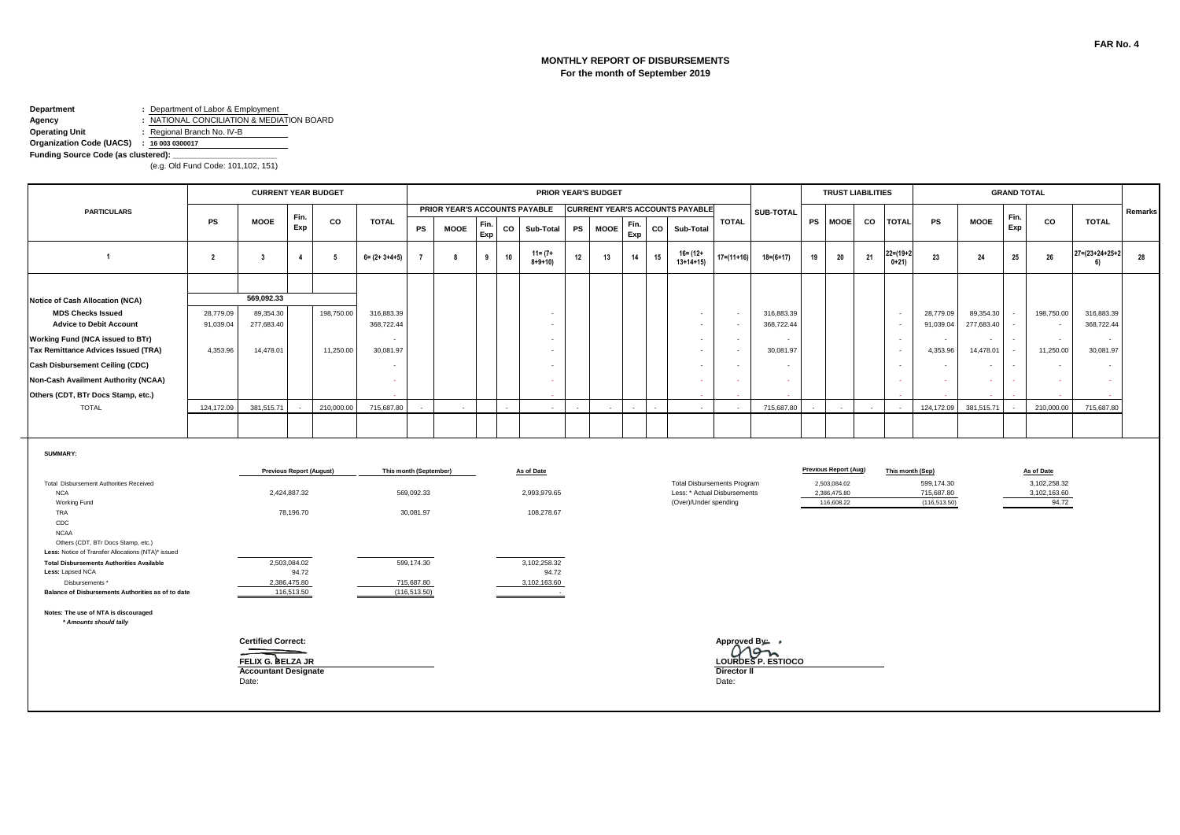FAR No. 4

# MONTHLY REPORT OF DISBURSEMENTS
## For the month of September 2019

**Department** : Department of Labor & Employment
**Agency** : NATIONAL CONCILIATION & MEDIATION BOARD
**Operating Unit** : Regional Branch No. IV-B
**Organization Code (UACS)** : 16 003 0300017
**Funding Source Code (as clustered):** ____________
(e.g. Old Fund Code: 101,102, 151)

| PARTICULARS | CURRENT YEAR BUDGET | | | | | PRIOR YEAR'S BUDGET | | | | | | | | | | | | SUB-TOTAL | TRUST LIABILITIES | | | | GRAND TOTAL | | | | | Remarks |
|---|---|---|---|---|---|---|---|---|---|---|---|---|---|---|---|---|---|---|---|---|---|---|---|---|---|---|---|---|
| | | | | | | PRIOR YEAR'S ACCOUNTS PAYABLE | | | | | CURRENT YEAR'S ACCOUNTS PAYABLE | | | | | | | | | | | | | | | | | |
| | PS | MOOE | Fin. Exp | CO | TOTAL | PS | MOOE | Fin. Exp | CO | Sub-Total | PS | MOOE | Fin. Exp | CO | Sub-Total | TOTAL | | | PS | MOOE | CO | TOTAL | PS | MOOE | Fin. Exp | CO | TOTAL | |
| 1 | 2 | 3 | 4 | 5 | 6= (2+ 3+4+5) | 7 | 8 | 9 | 10 | 11= (7+ 8+9+10) | 12 | 13 | 14 | 15 | 16= (12+ 13+14+15) | 17=(11+16) | 18=(6+17) | | 19 | 20 | 21 | 22=(19+20+21) | 23 | 24 | 25 | 26 | 27=(23+24+25+26) | 28 |
| **Notice of Cash Allocation (NCA)** | | 569,092.33 | | | | | | | | | | | | | | | | | | | | | | | | | | |
| **MDS Checks Issued** | 28,779.09 | 89,354.30 | | 198,750.00 | 316,883.39 | | | | | - | | | | | - | - | 316,883.39 | | | | | - | 28,779.09 | 89,354.30 | - | 198,750.00 | 316,883.39 | |
| **Advice to Debit Account** | 91,039.04 | 277,683.40 | | | 368,722.44 | | | | | - | | | | | - | - | 368,722.44 | | | | | - | 91,039.04 | 277,683.40 | - | - | 368,722.44 | |
| **Working Fund (NCA issued to BTr)** | | | | | - | | | | | - | | | | | - | - | - | | | | | - | - | - | - | - | - | |
| **Tax Remittance Advices Issued (TRA)** | 4,353.96 | 14,478.01 | | 11,250.00 | 30,081.97 | | | | | - | | | | | - | - | 30,081.97 | | | | | - | 4,353.96 | 14,478.01 | - | 11,250.00 | 30,081.97 | |
| **Cash Disbursement Ceiling (CDC)** | | | | | - | | | | | - | | | | | - | - | - | | | | | - | - | - | - | - | - | |
| **Non-Cash Availment Authority (NCAA)** | | | | | - | | | | | - | | | | | - | - | - | | | | | - | - | - | - | - | - | |
| **Others (CDT, BTr Docs Stamp, etc.)** | | | | | - | | | | | - | | | | | - | - | - | | | | | - | - | - | - | - | - | |
| TOTAL | 124,172.09 | 381,515.71 | - | 210,000.00 | 715,687.80 | - | - | | - | - | - | - | - | - | - | - | 715,687.80 | | - | - | - | - | 124,172.09 | 381,515.71 | - | 210,000.00 | 715,687.80 | |

**SUMMARY:**

| | Previous Report (August) | This month (September) | As of Date |
|---|---|---|---|
| Total Disbursement Authorities Received | | | |
| NCA | 2,424,887.32 | 569,092.33 | 2,993,979.65 |
| Working Fund | | | |
| TRA | 78,196.70 | 30,081.97 | 108,278.67 |
| CDC | | | |
| NCAA | | | |
| Others (CDT, BTr Docs Stamp, etc.) | | | |
| **Less:** Notice of Transfer Allocations (NTA)* issued | | | |
| **Total Disbursements Authorities Available** | 2,503,084.02 | 599,174.30 | 3,102,258.32 |
| **Less:** Lapsed NCA | 94.72 | | 94.72 |
| Disbursements * | 2,386,475.80 | 715,687.80 | 3,102,163.60 |
| **Balance of Disbursements Authorities as of to date** | 116,513.50 | (116,513.50) | - |

| | Previous Report (Aug) | This month (Sep) | As of Date |
|---|---|---|---|
| Total Disbursements Program | 2,503,084.02 | 599,174.30 | 3,102,258.32 |
| Less: * Actual Disbursements | 2,386,475.80 | 715,687.80 | 3,102,163.60 |
| (Over)/Under spending | 116,608.22 | (116,513.50) | 94.72 |

**Notes: The use of NTA is discouraged**
***Amounts should tally***

**Certified Correct:**

**FELIX G. BELZA JR**
**Accountant Designate**
Date:

**Approved By:**

**LOURDES P. ESTIOCO**
**Director II**
Date: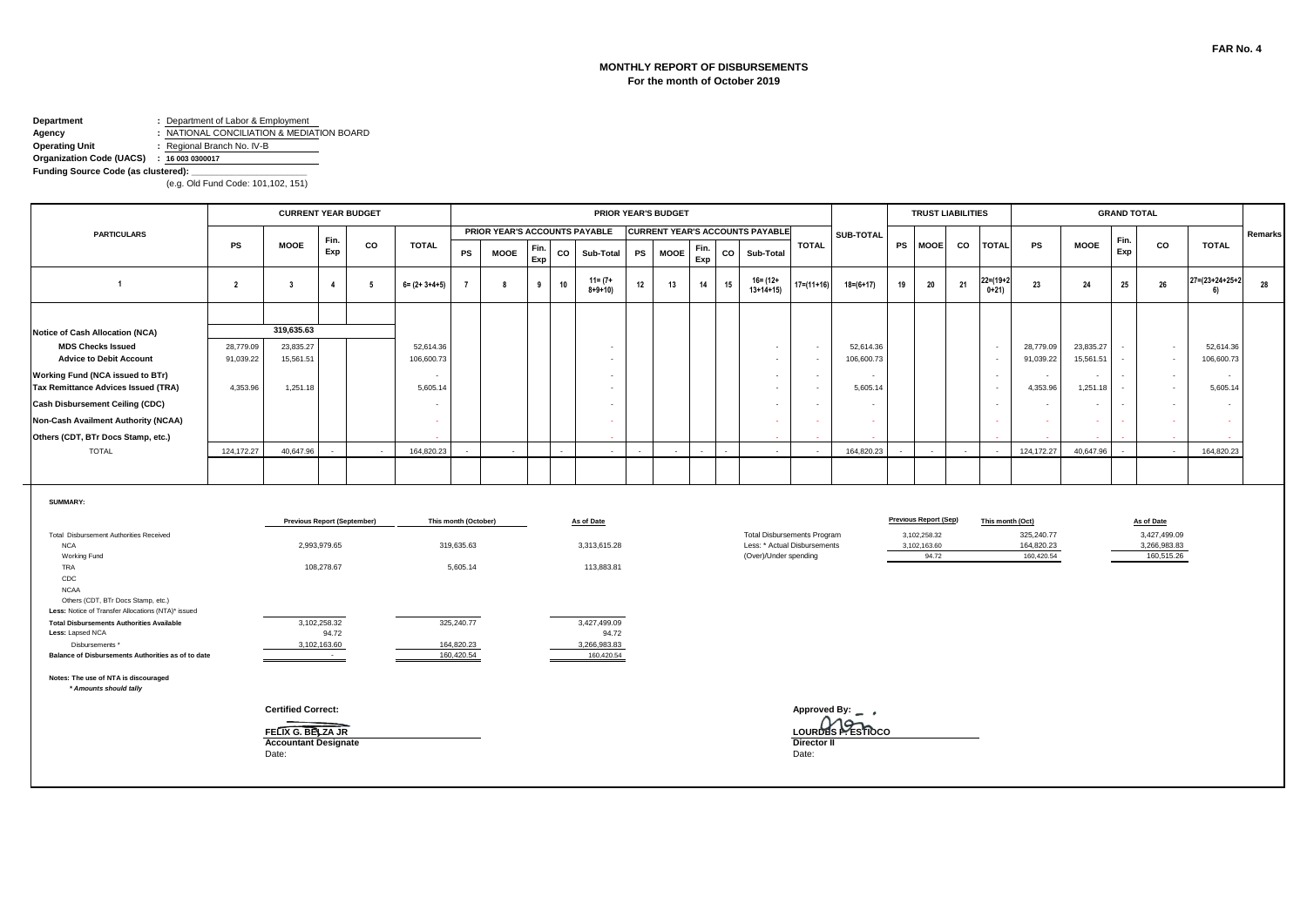FAR No. 4

# MONTHLY REPORT OF DISBURSEMENTS
## For the month of October 2019

**Department** : Department of Labor & Employment
**Agency** : NATIONAL CONCILIATION & MEDIATION BOARD
**Operating Unit** : Regional Branch No. IV-B
**Organization Code (UACS)** : 16 003 0300017
**Funding Source Code (as clustered):** ____________
(e.g. Old Fund Code: 101,102, 151)

| PARTICULARS | CURRENT YEAR BUDGET | | | | | PRIOR YEAR'S BUDGET | | | | | | | | | | | | SUB-TOTAL | TRUST LIABILITIES | | | | GRAND TOTAL | | | | | Remarks |
|---|---|---|---|---|---|---|---|---|---|---|---|---|---|---|---|---|---|---|---|---|---|---|---|---|---|---|---|---|
| | | | | | | PRIOR YEAR'S ACCOUNTS PAYABLE | | | | | CURRENT YEAR'S ACCOUNTS PAYABLE | | | | | TOTAL | | | | | | | | | | | | |
| | PS | MOOE | Fin. Exp | CO | TOTAL | PS | MOOE | Fin. Exp | CO | Sub-Total | PS | MOOE | Fin. Exp | CO | Sub-Total | | | | PS | MOOE | CO | TOTAL | PS | MOOE | Fin. Exp | CO | TOTAL | |
| 1 | 2 | 3 | 4 | 5 | 6= (2+ 3+4+5) | 7 | 8 | 9 | 10 | 11= (7+ 8+9+10) | 12 | 13 | 14 | 15 | 16= (12+ 13+14+15) | 17=(11+16) | 18=(6+17) | 19 | 20 | 21 | 22=(19+20+21) | 23 | 24 | 25 | 26 | 27=(23+24+25+26) | 28 |
| Notice of Cash Allocation (NCA) | | 319,635.63 | | | | | | | | | | | | | | | | | | | | | | | | | | |
| MDS Checks Issued | 28,779.09 | 23,835.27 | | | 52,614.36 | | | | | - | | | | | - | - | 52,614.36 | | | | - | 28,779.09 | 23,835.27 | - | - | 52,614.36 | |
| Advice to Debit Account | 91,039.22 | 15,561.51 | | | 106,600.73 | | | | | - | | | | | - | - | 106,600.73 | | | | - | 91,039.22 | 15,561.51 | - | - | 106,600.73 | |
| Working Fund (NCA issued to BTr) | | | | | - | | | | | - | | | | | - | - | - | | | | - | - | - | - | - | - | |
| Tax Remittance Advices Issued (TRA) | 4,353.96 | 1,251.18 | | | 5,605.14 | | | | | - | | | | | - | - | 5,605.14 | | | | - | 4,353.96 | 1,251.18 | - | - | 5,605.14 | |
| Cash Disbursement Ceiling (CDC) | | | | | - | | | | | - | | | | | - | - | - | | | | - | - | - | - | - | - | |
| Non-Cash Availment Authority (NCAA) | | | | | - | | | | | - | | | | | - | - | - | | | | - | - | - | - | - | - | |
| Others (CDT, BTr Docs Stamp, etc.) | | | | | - | | | | | - | | | | | - | - | - | | | | - | - | - | - | - | - | |
| TOTAL | 124,172.27 | 40,647.96 | - | - | 164,820.23 | - | - | | - | - | - | - | - | - | - | - | 164,820.23 | - | - | - | - | 124,172.27 | 40,647.96 | - | - | 164,820.23 | |

**SUMMARY:**

| | Previous Report (September) | This month (October) | As of Date |
|---|---|---|---|
| Total Disbursement Authorities Received | | | |
| NCA | 2,993,979.65 | 319,635.63 | 3,313,615.28 |
| Working Fund | | | |
| TRA | 108,278.67 | 5,605.14 | 113,883.81 |
| CDC | | | |
| NCAA | | | |
| Others (CDT, BTr Docs Stamp, etc.) | | | |
| Less: Notice of Transfer Allocations (NTA)* issued | | | |
| Total Disbursements Authorities Available | 3,102,258.32 | 325,240.77 | 3,427,499.09 |
| Less: Lapsed NCA | 94.72 | | 94.72 |
| Disbursements * | 3,102,163.60 | 164,820.23 | 3,266,983.83 |
| Balance of Disbursements Authorities as of to date | - | 160,420.54 | 160,420.54 |

| | Previous Report (Sep) | This month (Oct) | As of Date |
|---|---|---|---|
| Total Disbursements Program | 3,102,258.32 | 325,240.77 | 3,427,499.09 |
| Less: * Actual Disbursements | 3,102,163.60 | 164,820.23 | 3,266,983.83 |
| (Over)/Under spending | 94.72 | 160,420.54 | 160,515.26 |

**Notes: The use of NTA is discouraged**
*\* Amounts should tally*

**Certified Correct:**

**FELIX G. BELZA JR**
**Accountant Designate**
Date:

**Approved By:**

**LOURDES P. ESTIOCO**
**Director II**
Date: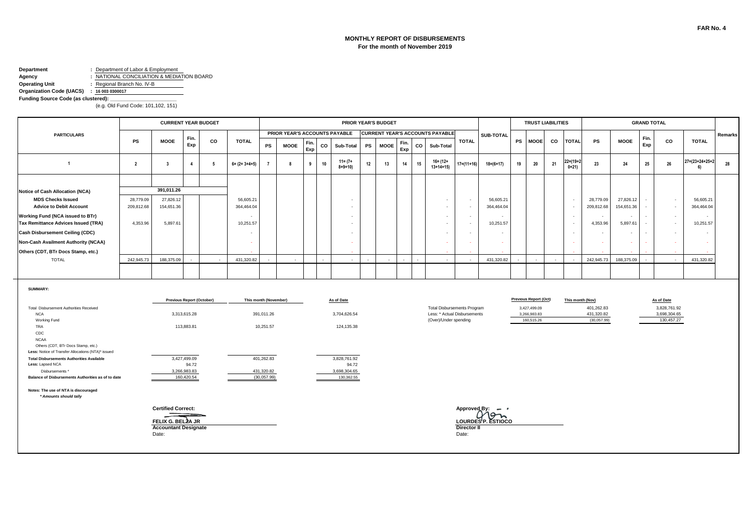**FAR No. 4**

# MONTHLY REPORT OF DISBURSEMENTS
## For the month of November 2019

**Department** : Department of Labor & Employment
**Agency** : NATIONAL CONCILIATION & MEDIATION BOARD
**Operating Unit** : Regional Branch No. IV-B
**Organization Code (UACS)** : 16 003 0300017
**Funding Source Code (as clustered):** ____________
(e.g. Old Fund Code: 101,102, 151)

| PARTICULARS | CURRENT YEAR BUDGET | | | | | PRIOR YEAR'S BUDGET | | | | | | | | | | | SUB-TOTAL | TRUST LIABILITIES | | | | GRAND TOTAL | | | | | Remarks |
|---|---|---|---|---|---|---|---|---|---|---|---|---|---|---|---|---|---|---|---|---|---|---|---|---|---|---|---|
| | | | | | | PRIOR YEAR'S ACCOUNTS PAYABLE | | | | | CURRENT YEAR'S ACCOUNTS PAYABLE | | | | | TOTAL | | | | | | | | | | | |
| | PS | MOOE | Fin. Exp | CO | TOTAL | PS | MOOE | Fin. Exp | CO | Sub-Total | PS | MOOE | Fin. Exp | CO | Sub-Total | | | PS | MOOE | CO | TOTAL | PS | MOOE | Fin. Exp | CO | TOTAL | |
| 1 | 2 | 3 | 4 | 5 | 6= (2+ 3+4+5) | 7 | 8 | 9 | 10 | 11= (7+ 8+9+10) | 12 | 13 | 14 | 15 | 16= (12+ 13+14+15) | 17=(11+16) | 18=(6+17) | 19 | 20 | 21 | 22=(19+20+21) | 23 | 24 | 25 | 26 | 27=(23+24+25+26) | 28 |
| Notice of Cash Allocation (NCA) | | 391,011.26 | | | | | | | | | | | | | | | | | | | | | | | | | |
| MDS Checks Issued | 28,779.09 | 27,826.12 | | | 56,605.21 | | | | | - | | | | | - | - | 56,605.21 | | | | - | 28,779.09 | 27,826.12 | - | - | 56,605.21 | |
| Advice to Debit Account | 209,812.68 | 154,651.36 | | | 364,464.04 | | | | | - | | | | | - | - | 364,464.04 | | | | - | 209,812.68 | 154,651.36 | - | - | 364,464.04 | |
| Working Fund (NCA issued to BTr) | | | | | - | | | | | - | | | | | - | - | - | | | | - | - | - | - | - | - | |
| Tax Remittance Advices Issued (TRA) | 4,353.96 | 5,897.61 | | | 10,251.57 | | | | | - | | | | | - | - | 10,251.57 | | | | - | 4,353.96 | 5,897.61 | - | - | 10,251.57 | |
| Cash Disbursement Ceiling (CDC) | | | | | - | | | | | - | | | | | - | - | - | | | | - | - | - | - | - | - | |
| Non-Cash Availment Authority (NCAA) | | | | | - | | | | | - | | | | | - | - | - | | | | - | - | - | - | - | - | |
| Others (CDT, BTr Docs Stamp, etc.) | | | | | - | | | | | - | | | | | - | - | - | | | | - | - | - | - | - | - | |
| TOTAL | 242,945.73 | 188,375.09 | - | - | 431,320.82 | - | - | | - | - | - | - | - | - | - | - | 431,320.82 | - | - | - | - | 242,945.73 | 188,375.09 | - | - | 431,320.82 | |

**SUMMARY:**

| | Previous Report (October) | This month (November) | As of Date |
|---|---|---|---|
| Total Disbursement Authorities Received | | | |
| NCA | 3,313,615.28 | 391,011.26 | 3,704,626.54 |
| Working Fund | | | |
| TRA | 113,883.81 | 10,251.57 | 124,135.38 |
| CDC | | | |
| NCAA | | | |
| Others (CDT, BTr Docs Stamp, etc.) | | | |
| Less: Notice of Transfer Allocations (NTA)* issued | | | |
| **Total Disbursements Authorities Available** | 3,427,499.09 | 401,262.83 | 3,828,761.92 |
| **Less:** Lapsed NCA | 94.72 | | 94.72 |
| Disbursements * | 3,266,983.83 | 431,320.82 | 3,698,304.65 |
| **Balance of Disbursements Authorities as of to date** | 160,420.54 | (30,057.99) | 130,362.55 |

| | Previous Report (Oct) | This month (Nov) | As of Date |
|---|---|---|---|
| Total Disbursements Program | 3,427,499.09 | 401,262.83 | 3,828,761.92 |
| Less: * Actual Disbursements | 3,266,983.83 | 431,320.82 | 3,698,304.65 |
| (Over)/Under spending | 160,515.26 | (30,057.99) | 130,457.27 |

**Notes: The use of NTA is discouraged**
***Amounts should tally***

**Certified Correct:**

**FELIX G. BELZA JR**
**Accountant Designate**
Date:

**Approved By:**

**LOURDES P. ESTIOCO**
**Director II**
Date: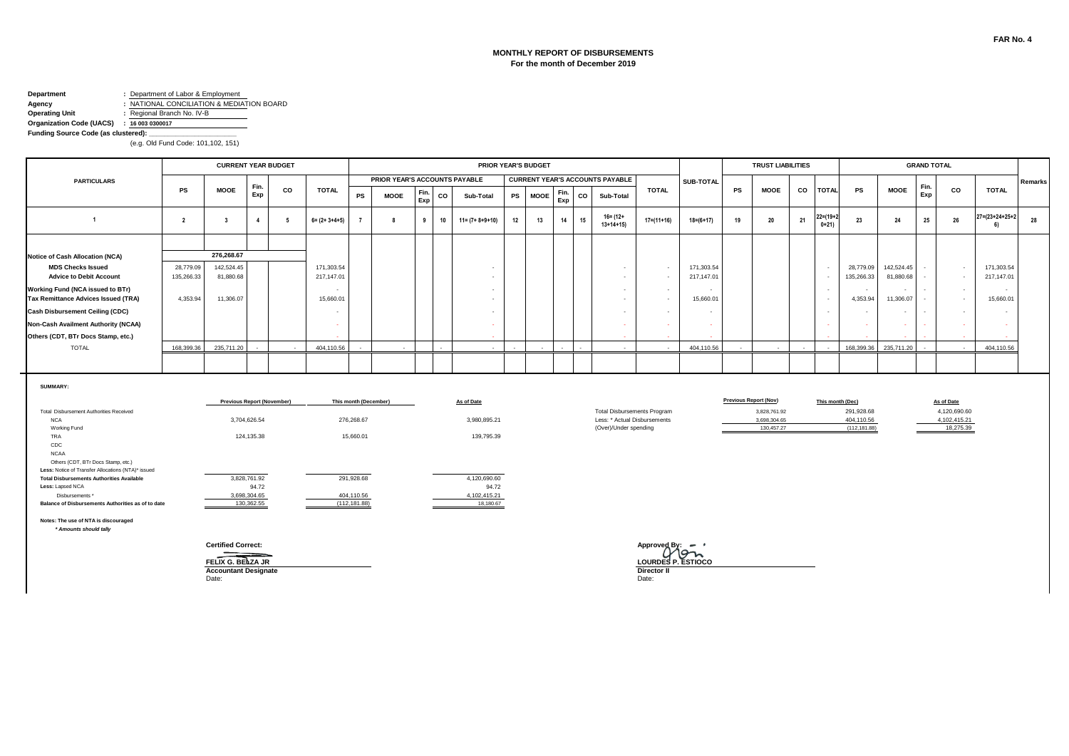FAR No. 4

# MONTHLY REPORT OF DISBURSEMENTS
## For the month of December 2019

**Department** : Department of Labor & Employment
**Agency** : NATIONAL CONCILIATION & MEDIATION BOARD
**Operating Unit** : Regional Branch No. IV-B
**Organization Code (UACS)** : 16 003 0300017
**Funding Source Code (as clustered):** ______________________
(e.g. Old Fund Code: 101,102, 151)

| PARTICULARS | CURRENT YEAR BUDGET | | | | | PRIOR YEAR'S BUDGET | | | | | | | | | | | SUB-TOTAL | TRUST LIABILITIES | | | | GRAND TOTAL | | | | | Remarks |
|---|---|---|---|---|---|---|---|---|---|---|---|---|---|---|---|---|---|---|---|---|---|---|---|---|---|---|---|
| | | | | | | PRIOR YEAR'S ACCOUNTS PAYABLE | | | | | CURRENT YEAR'S ACCOUNTS PAYABLE | | | | | TOTAL | | | | | | | | | | | |
| | PS | MOOE | Fin. Exp | CO | TOTAL | PS | MOOE | Fin. Exp | CO | Sub-Total | PS | MOOE | Fin. Exp | CO | Sub-Total | | | PS | MOOE | CO | TOTAL | PS | MOOE | Fin. Exp | CO | TOTAL | |
| 1 | 2 | 3 | 4 | 5 | 6= (2+ 3+4+5) | 7 | 8 | 9 | 10 | 11= (7+ 8+9+10) | 12 | 13 | 14 | 15 | 16= (12+ 13+14+15) | 17=(11+16) | 18=(6+17) | 19 | 20 | 21 | 22=(19+20+21) | 23 | 24 | 25 | 26 | 27=(23+24+25+26) | 28 |
| Notice of Cash Allocation (NCA) | | 276,268.67 | | | | | | | | | | | | | | | | | | | | | | | | | |
| MDS Checks Issued | 28,779.09 | 142,524.45 | | | 171,303.54 | | | | | - | | | | | - | - | 171,303.54 | | | | - | 28,779.09 | 142,524.45 | - | - | 171,303.54 | |
| Advice to Debit Account | 135,266.33 | 81,880.68 | | | 217,147.01 | | | | | - | | | | | - | - | 217,147.01 | | | | - | 135,266.33 | 81,880.68 | - | - | 217,147.01 | |
| Working Fund (NCA issued to BTr) | | | | | - | | | | | - | | | | | - | - | - | | | | - | - | - | - | - | - | |
| Tax Remittance Advices Issued (TRA) | 4,353.94 | 11,306.07 | | | 15,660.01 | | | | | - | | | | | - | - | 15,660.01 | | | | - | 4,353.94 | 11,306.07 | - | - | 15,660.01 | |
| Cash Disbursement Ceiling (CDC) | | | | | - | | | | | - | | | | | - | - | - | | | | - | - | - | - | - | - | |
| Non-Cash Availment Authority (NCAA) | | | | | - | | | | | - | | | | | - | - | - | | | | - | - | - | - | - | - | |
| Others (CDT, BTr Docs Stamp, etc.) | | | | | - | | | | | - | | | | | - | - | - | | | | - | - | - | - | - | - | |
| TOTAL | 168,399.36 | 235,711.20 | - | - | 404,110.56 | - | - | | - | - | - | - | - | - | - | - | 404,110.56 | - | - | - | - | 168,399.36 | 235,711.20 | - | - | 404,110.56 | |

**SUMMARY:**

| | Previous Report (November) | This month (December) | As of Date |
|---|---|---|---|
| Total Disbursement Authorities Received | | | |
| NCA | 3,704,626.54 | 276,268.67 | 3,980,895.21 |
| Working Fund | | | |
| TRA | 124,135.38 | 15,660.01 | 139,795.39 |
| CDC | | | |
| NCAA | | | |
| Others (CDT, BTr Docs Stamp, etc.) | | | |
| Less: Notice of Transfer Allocations (NTA)* issued | | | |
| **Total Disbursements Authorities Available** | 3,828,761.92 | 291,928.68 | 4,120,690.60 |
| **Less:** Lapsed NCA | 94.72 | | 94.72 |
| Disbursements * | 3,698,304.65 | 404,110.56 | 4,102,415.21 |
| **Balance of Disbursements Authorities as of to date** | 130,362.55 | (112,181.88) | 18,180.67 |

| | Previous Report (Nov) | This month (Dec) | As of Date |
|---|---|---|---|
| Total Disbursements Program | 3,828,761.92 | 291,928.68 | 4,120,690.60 |
| Less: * Actual Disbursements | 3,698,304.65 | 404,110.56 | 4,102,415.21 |
| (Over)/Under spending | 130,457.27 | (112,181.88) | 18,275.39 |

**Notes: The use of NTA is discouraged**
***Amounts should tally***

**Certified Correct:**

**FELIX G. BELZA JR**
**Accountant Designate**
Date:

**Approved By:**

**LOURDES P. ESTIOCO**
**Director II**
Date: